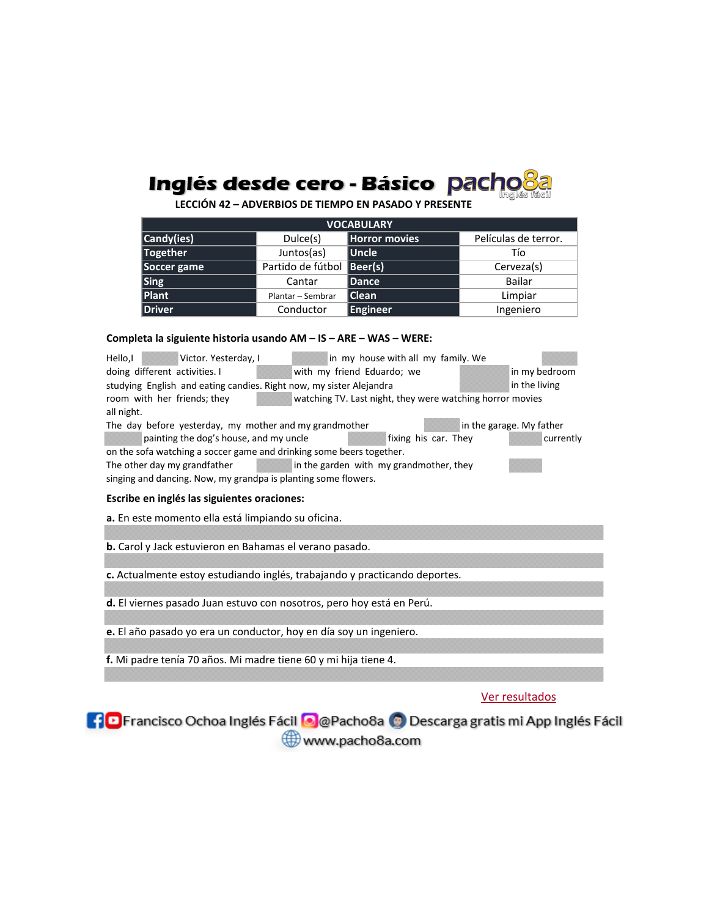# Inglés desde cero - Básico

pacho8a Inglés fácil

**LECCIÓN 42 – ADVERBIOS DE TIEMPO EN PASADO Y PRESENTE**

| VOCABULARY | | | |
|---|---|---|---|
| **Candy(ies)** | Dulce(s) | **Horror movies** | Películas de terror. |
| **Together** | Juntos(as) | **Uncle** | Tío |
| **Soccer game** | Partido de fútbol | **Beer(s)** | Cerveza(s) |
| **Sing** | Cantar | **Dance** | Bailar |
| **Plant** | Plantar – Sembrar | **Clean** | Limpiar |
| **Driver** | Conductor | **Engineer** | Ingeniero |

**Completa la siguiente historia usando AM – IS – ARE – WAS – WERE:**

Hello, I ______ Victor. Yesterday, I ______ in my house with all my family. We ______ doing different activities. I ______ with my friend Eduardo; we ______ in my bedroom studying English and eating candies. Right now, my sister Alejandra ______ in the living room with her friends; they ______ watching TV. Last night, they were watching horror movies all night.

The day before yesterday, my mother and my grandmother ______ in the garage. My father ______ painting the dog's house, and my uncle ______ fixing his car. They ______ currently on the sofa watching a soccer game and drinking some beers together.

The other day my grandfather ______ in the garden with my grandmother, they ______ singing and dancing. Now, my grandpa is planting some flowers.

**Escribe en inglés las siguientes oraciones:**

**a.** En este momento ella está limpiando su oficina.

______

**b.** Carol y Jack estuvieron en Bahamas el verano pasado.

______

**c.** Actualmente estoy estudiando inglés, trabajando y practicando deportes.

______

**d.** El viernes pasado Juan estuvo con nosotros, pero hoy está en Perú.

______

**e.** El año pasado yo era un conductor, hoy en día soy un ingeniero.

______

**f.** Mi padre tenía 70 años. Mi madre tiene 60 y mi hija tiene 4.

______

Ver resultados

Francisco Ochoa Inglés Fácil @Pacho8a Descarga gratis mi App Inglés Fácil
www.pacho8a.com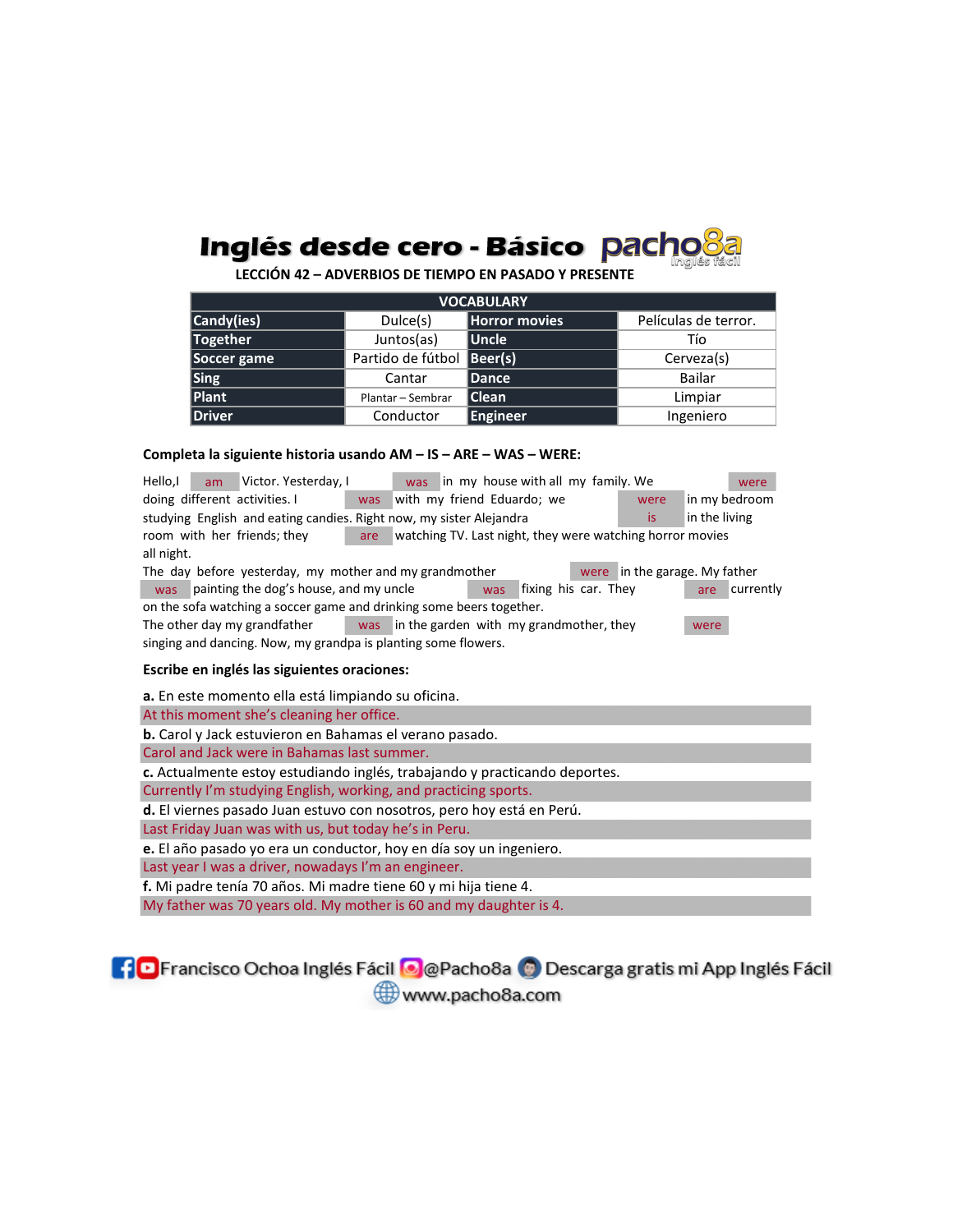# Inglés desde cero - Básico pacho8a

Inglés fácil

LECCIÓN 42 – ADVERBIOS DE TIEMPO EN PASADO Y PRESENTE

| VOCABULARY | | | |
|---|---|---|---|
| **Candy(ies)** | Dulce(s) | **Horror movies** | Películas de terror. |
| **Together** | Juntos(as) | **Uncle** | Tío |
| **Soccer game** | Partido de fútbol | **Beer(s)** | Cerveza(s) |
| **Sing** | Cantar | **Dance** | Bailar |
| **Plant** | Plantar – Sembrar | **Clean** | Limpiar |
| **Driver** | Conductor | **Engineer** | Ingeniero |

**Completa la siguiente historia usando AM – IS – ARE – WAS – WERE:**

Hello, I am Victor. Yesterday, I was in my house with all my family. We were doing different activities. I was with my friend Eduardo; we were in my bedroom studying English and eating candies. Right now, my sister Alejandra is in the living room with her friends; they are watching TV. Last night, they were watching horror movies all night.

The day before yesterday, my mother and my grandmother were in the garage. My father was painting the dog's house, and my uncle was fixing his car. They are currently on the sofa watching a soccer game and drinking some beers together.

The other day my grandfather was in the garden with my grandmother, they were singing and dancing. Now, my grandpa is planting some flowers.

**Escribe en inglés las siguientes oraciones:**

**a.** En este momento ella está limpiando su oficina.

At this moment she's cleaning her office.

**b.** Carol y Jack estuvieron en Bahamas el verano pasado.

Carol and Jack were in Bahamas last summer.

**c.** Actualmente estoy estudiando inglés, trabajando y practicando deportes.

Currently I'm studying English, working, and practicing sports.

**d.** El viernes pasado Juan estuvo con nosotros, pero hoy está en Perú.

Last Friday Juan was with us, but today he's in Peru.

**e.** El año pasado yo era un conductor, hoy en día soy un ingeniero.

Last year I was a driver, nowadays I'm an engineer.

**f.** Mi padre tenía 70 años. Mi madre tiene 60 y mi hija tiene 4.

My father was 70 years old. My mother is 60 and my daughter is 4.

Francisco Ochoa Inglés Fácil @Pacho8a Descarga gratis mi App Inglés Fácil
www.pacho8a.com